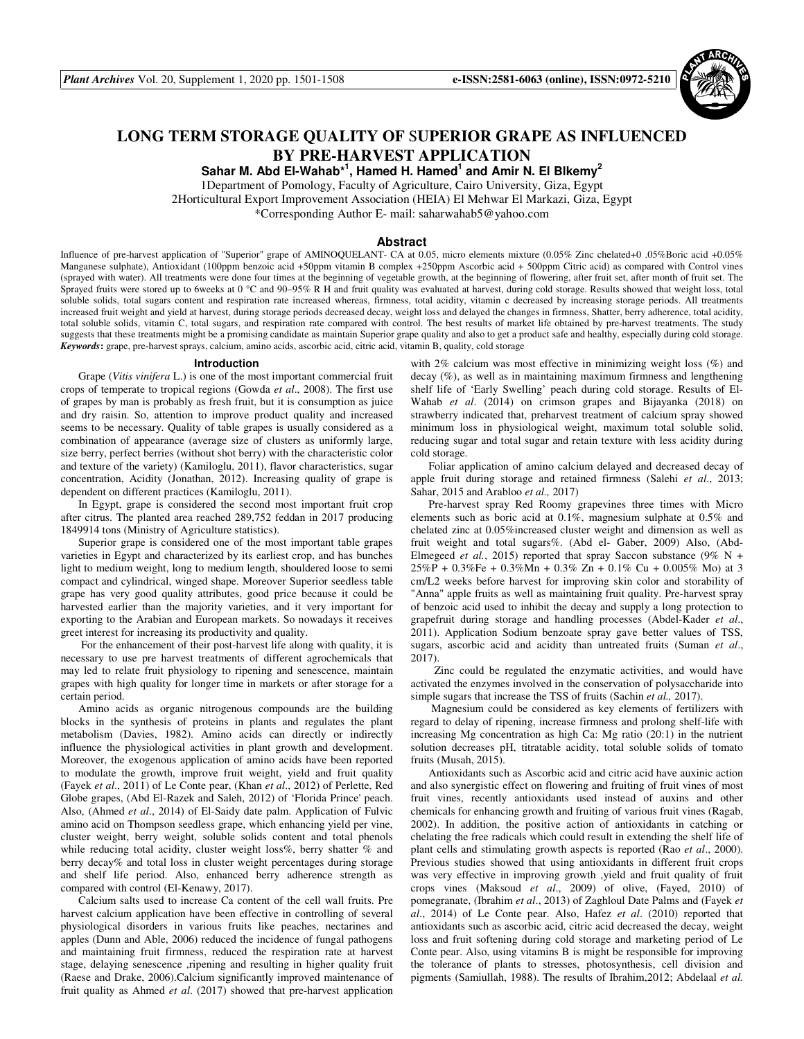# LONG TERM STORAGE QUALITY OF SUPERIOR GRAPE AS INFLUENCED BY PRE-HARVEST APPLICATION

**Sahar M. Abd El-Wahab*[1], Hamed H. Hamed[1] and Amir N. El Blkemy[2]**

1Department of Pomology, Faculty of Agriculture, Cairo University, Giza, Egypt
2Horticultural Export Improvement Association (HEIA) El Mehwar El Markazi, Giza, Egypt
*Corresponding Author E- mail: saharwahab5@yahoo.com

## Abstract

Influence of pre-harvest application of "Superior" grape of AMINOQUELANT- CA at 0.05, micro elements mixture (0.05% Zinc chelated+0 .05%Boric acid +0.05% Manganese sulphate), Antioxidant (100ppm benzoic acid +50ppm vitamin B complex +250ppm Ascorbic acid + 500ppm Citric acid) as compared with Control vines (sprayed with water). All treatments were done four times at the beginning of vegetable growth, at the beginning of flowering, after fruit set, after month of fruit set. The Sprayed fruits were stored up to 6weeks at 0 °C and 90–95% R H and fruit quality was evaluated at harvest, during cold storage. Results showed that weight loss, total soluble solids, total sugars content and respiration rate increased whereas, firmness, total acidity, vitamin c decreased by increasing storage periods. All treatments increased fruit weight and yield at harvest, during storage periods decreased decay, weight loss and delayed the changes in firmness, Shatter, berry adherence, total acidity, total soluble solids, vitamin C, total sugars, and respiration rate compared with control. The best results of market life obtained by pre-harvest treatments. The study suggests that these treatments might be a promising candidate as maintain Superior grape quality and also to get a product safe and healthy, especially during cold storage.

***Keywords*:** grape, pre-harvest sprays, calcium, amino acids, ascorbic acid, citric acid, vitamin B, quality, cold storage

## Introduction

Grape (*Vitis vinifera* L.) is one of the most important commercial fruit crops of temperate to tropical regions (Gowda *et al*., 2008). The first use of grapes by man is probably as fresh fruit, but it is consumption as juice and dry raisin. So, attention to improve product quality and increased seems to be necessary. Quality of table grapes is usually considered as a combination of appearance (average size of clusters as uniformly large, size berry, perfect berries (without shot berry) with the characteristic color and texture of the variety) (Kamiloglu, 2011), flavor characteristics, sugar concentration, Acidity (Jonathan, 2012). Increasing quality of grape is dependent on different practices (Kamiloglu, 2011).

In Egypt, grape is considered the second most important fruit crop after citrus. The planted area reached 289,752 feddan in 2017 producing 1849914 tons (Ministry of Agriculture statistics).

Superior grape is considered one of the most important table grapes varieties in Egypt and characterized by its earliest crop, and has bunches light to medium weight, long to medium length, shouldered loose to semi compact and cylindrical, winged shape. Moreover Superior seedless table grape has very good quality attributes, good price because it could be harvested earlier than the majority varieties, and it very important for exporting to the Arabian and European markets. So nowadays it receives greet interest for increasing its productivity and quality.

For the enhancement of their post-harvest life along with quality, it is necessary to use pre harvest treatments of different agrochemicals that may led to relate fruit physiology to ripening and senescence, maintain grapes with high quality for longer time in markets or after storage for a certain period.

Amino acids as organic nitrogenous compounds are the building blocks in the synthesis of proteins in plants and regulates the plant metabolism (Davies, 1982). Amino acids can directly or indirectly influence the physiological activities in plant growth and development. Moreover, the exogenous application of amino acids have been reported to modulate the growth, improve fruit weight, yield and fruit quality (Fayek *et al*., 2011) of Le Conte pear, (Khan *et al*., 2012) of Perlette, Red Globe grapes, (Abd El-Razek and Saleh, 2012) of 'Florida Prince' peach. Also, (Ahmed *et al*., 2014) of El-Saidy date palm. Application of Fulvic amino acid on Thompson seedless grape, which enhancing yield per vine, cluster weight, berry weight, soluble solids content and total phenols while reducing total acidity, cluster weight loss%, berry shatter % and berry decay% and total loss in cluster weight percentages during storage and shelf life period. Also, enhanced berry adherence strength as compared with control (El-Kenawy, 2017).

Calcium salts used to increase Ca content of the cell wall fruits. Pre harvest calcium application have been effective in controlling of several physiological disorders in various fruits like peaches, nectarines and apples (Dunn and Able, 2006) reduced the incidence of fungal pathogens and maintaining fruit firmness, reduced the respiration rate at harvest stage, delaying senescence ,ripening and resulting in higher quality fruit (Raese and Drake, 2006).Calcium significantly improved maintenance of fruit quality as Ahmed *et al*. (2017) showed that pre-harvest application with 2% calcium was most effective in minimizing weight loss (%) and decay (%), as well as in maintaining maximum firmness and lengthening shelf life of 'Early Swelling' peach during cold storage. Results of El-Wahab *et al*. (2014) on crimson grapes and Bijayanka (2018) on strawberry indicated that, preharvest treatment of calcium spray showed minimum loss in physiological weight, maximum total soluble solid, reducing sugar and total sugar and retain texture with less acidity during cold storage.

Foliar application of amino calcium delayed and decreased decay of apple fruit during storage and retained firmness (Salehi *et al*., 2013; Sahar, 2015 and Arabloo *et al.,* 2017)

Pre-harvest spray Red Roomy grapevines three times with Micro elements such as boric acid at 0.1%, magnesium sulphate at 0.5% and chelated zinc at 0.05%increased cluster weight and dimension as well as fruit weight and total sugars%. (Abd el- Gaber, 2009) Also, (Abd-Elmegeed *et al*., 2015) reported that spray Saccon substance (9% N + 25%P + 0.3%Fe + 0.3%Mn + 0.3% Zn + 0.1% Cu + 0.005% Mo) at 3 cm/L2 weeks before harvest for improving skin color and storability of "Anna" apple fruits as well as maintaining fruit quality. Pre-harvest spray of benzoic acid used to inhibit the decay and supply a long protection to grapefruit during storage and handling processes (Abdel-Kader *et al*., 2011). Application Sodium benzoate spray gave better values of TSS, sugars, ascorbic acid and acidity than untreated fruits (Suman *et al*., 2017).

Zinc could be regulated the enzymatic activities, and would have activated the enzymes involved in the conservation of polysaccharide into simple sugars that increase the TSS of fruits (Sachin *et al.,* 2017).

Magnesium could be considered as key elements of fertilizers with regard to delay of ripening, increase firmness and prolong shelf-life with increasing Mg concentration as high Ca: Mg ratio (20:1) in the nutrient solution decreases pH, titratable acidity, total soluble solids of tomato fruits (Musah, 2015).

Antioxidants such as Ascorbic acid and citric acid have auxinic action and also synergistic effect on flowering and fruiting of fruit vines of most fruit vines, recently antioxidants used instead of auxins and other chemicals for enhancing growth and fruiting of various fruit vines (Ragab, 2002). In addition, the positive action of antioxidants in catching or chelating the free radicals which could result in extending the shelf life of plant cells and stimulating growth aspects is reported (Rao *et al*., 2000). Previous studies showed that using antioxidants in different fruit crops was very effective in improving growth ,yield and fruit quality of fruit crops vines (Maksoud *et al*., 2009) of olive, (Fayed, 2010) of pomegranate, (Ibrahim *et al*., 2013) of Zaghloul Date Palms and (Fayek *et al*., 2014) of Le Conte pear. Also, Hafez *et al*. (2010) reported that antioxidants such as ascorbic acid, citric acid decreased the decay, weight loss and fruit softening during cold storage and marketing period of Le Conte pear. Also, using vitamins B is might be responsible for improving the tolerance of plants to stresses, photosynthesis, cell division and pigments (Samiullah, 1988). The results of Ibrahim,2012; Abdelaal *et al.*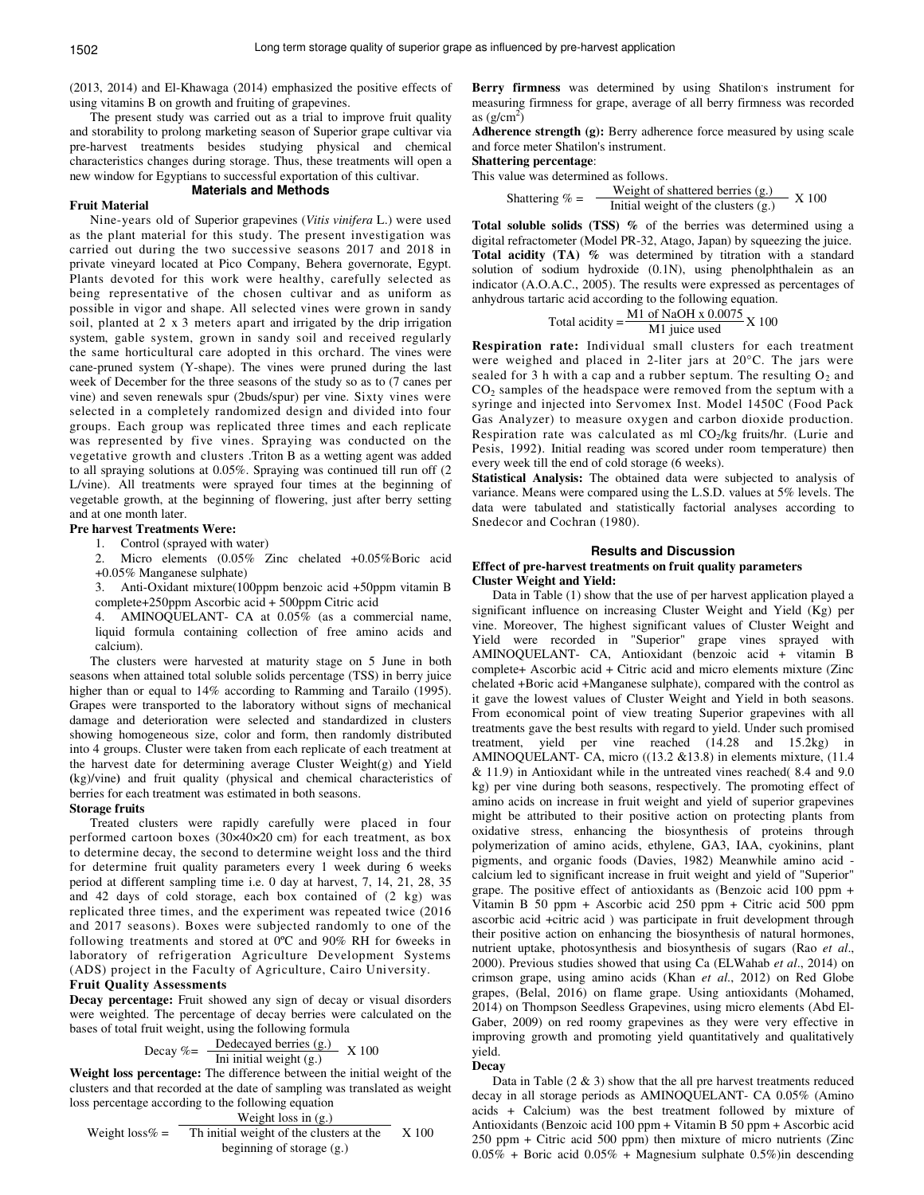(2013, 2014) and El-Khawaga (2014) emphasized the positive effects of using vitamins B on growth and fruiting of grapevines.

The present study was carried out as a trial to improve fruit quality and storability to prolong marketing season of Superior grape cultivar via pre-harvest treatments besides studying physical and chemical characteristics changes during storage. Thus, these treatments will open a new window for Egyptians to successful exportation of this cultivar.

## Materials and Methods

### Fruit Material

Nine-years old of Superior grapevines (*Vitis vinifera* L.) were used as the plant material for this study. The present investigation was carried out during the two successive seasons 2017 and 2018 in private vineyard located at Pico Company, Behera governorate, Egypt. Plants devoted for this work were healthy, carefully selected as being representative of the chosen cultivar and as uniform as possible in vigor and shape. All selected vines were grown in sandy soil, planted at 2 x 3 meters apart and irrigated by the drip irrigation system, gable system, grown in sandy soil and received regularly the same horticultural care adopted in this orchard. The vines were cane-pruned system (Y-shape). The vines were pruned during the last week of December for the three seasons of the study so as to (7 canes per vine) and seven renewals spur (2buds/spur) per vine. Sixty vines were selected in a completely randomized design and divided into four groups. Each group was replicated three times and each replicate was represented by five vines. Spraying was conducted on the vegetative growth and clusters .Triton B as a wetting agent was added to all spraying solutions at 0.05%. Spraying was continued till run off (2 L/vine). All treatments were sprayed four times at the beginning of vegetable growth, at the beginning of flowering, just after berry setting and at one month later.

### Pre harvest Treatments Were:

1. Control (sprayed with water)
2. Micro elements (0.05% Zinc chelated +0.05%Boric acid +0.05% Manganese sulphate)
3. Anti-Oxidant mixture(100ppm benzoic acid +50ppm vitamin B complete+250ppm Ascorbic acid + 500ppm Citric acid
4. AMINOQUELANT- CA at 0.05% (as a commercial name, liquid formula containing collection of free amino acids and calcium).

The clusters were harvested at maturity stage on 5 June in both seasons when attained total soluble solids percentage (TSS) in berry juice higher than or equal to 14% according to Ramming and Tarailo (1995). Grapes were transported to the laboratory without signs of mechanical damage and deterioration were selected and standardized in clusters showing homogeneous size, color and form, then randomly distributed into 4 groups. Cluster were taken from each replicate of each treatment at the harvest date for determining average Cluster Weight(g) and Yield (kg)/vine) and fruit quality (physical and chemical characteristics of berries for each treatment was estimated in both seasons.

### Storage fruits

Treated clusters were rapidly carefully were placed in four performed cartoon boxes (30×40×20 cm) for each treatment, as box to determine decay, the second to determine weight loss and the third for determine fruit quality parameters every 1 week during 6 weeks period at different sampling time i.e. 0 day at harvest, 7, 14, 21, 28, 35 and 42 days of cold storage, each box contained of (2 kg) was replicated three times, and the experiment was repeated twice (2016 and 2017 seasons). Boxes were subjected randomly to one of the following treatments and stored at 0ºC and 90% RH for 6weeks in laboratory of refrigeration Agriculture Development Systems (ADS) project in the Faculty of Agriculture, Cairo University.

### Fruit Quality Assessments

**Decay percentage:** Fruit showed any sign of decay or visual disorders were weighted. The percentage of decay berries were calculated on the bases of total fruit weight, using the following formula

$$\text{Decay \%} = \frac{\text{Dedecayed berries (g.)}}{\text{Ini initial weight (g.)}} \times 100$$

**Weight loss percentage:** The difference between the initial weight of the clusters and that recorded at the date of sampling was translated as weight loss percentage according to the following equation

$$\text{Weight loss\%} = \frac{\text{Weight loss in (g.)}}{\text{Th initial weight of the clusters at the beginning of storage (g.)}} \times 100$$

**Berry firmness** was determined by using Shatilon's instrument for measuring firmness for grape, average of all berry firmness was recorded as ($g/cm^2$)

**Adherence strength (g):** Berry adherence force measured by using scale and force meter Shatilon's instrument.

**Shattering percentage**:

This value was determined as follows.

$$\text{Shattering \%} = \frac{\text{Weight of shattered berries (g.)}}{\text{Initial weight of the clusters (g.)}} \times 100$$

**Total soluble solids (TSS) %** of the berries was determined using a digital refractometer (Model PR-32, Atago, Japan) by squeezing the juice.

**Total acidity (TA) %** was determined by titration with a standard solution of sodium hydroxide (0.1N), using phenolphthalein as an indicator (A.O.A.C., 2005). The results were expressed as percentages of anhydrous tartaric acid according to the following equation.

$$\text{Total acidity} = \frac{\text{M1 of NaOH x 0.0075}}{\text{M1 juice used}} \times 100$$

**Respiration rate:** Individual small clusters for each treatment were weighed and placed in 2-liter jars at 20°C. The jars were sealed for 3 h with a cap and a rubber septum. The resulting $O_2$ and $CO_2$ samples of the headspace were removed from the septum with a syringe and injected into Servomex Inst. Model 1450C (Food Pack Gas Analyzer) to measure oxygen and carbon dioxide production. Respiration rate was calculated as ml $CO_2$/kg fruits/hr. (Lurie and Pesis, 1992). Initial reading was scored under room temperature) then every week till the end of cold storage (6 weeks).

**Statistical Analysis:** The obtained data were subjected to analysis of variance. Means were compared using the L.S.D. values at 5% levels. The data were tabulated and statistically factorial analyses according to Snedecor and Cochran (1980).

## Results and Discussion

### Effect of pre-harvest treatments on fruit quality parameters

### Cluster Weight and Yield:

Data in Table (1) show that the use of per harvest application played a significant influence on increasing Cluster Weight and Yield (Kg) per vine. Moreover, The highest significant values of Cluster Weight and Yield were recorded in "Superior" grape vines sprayed with AMINOQUELANT- CA, Antioxidant (benzoic acid + vitamin B complete+ Ascorbic acid + Citric acid and micro elements mixture (Zinc chelated +Boric acid +Manganese sulphate), compared with the control as it gave the lowest values of Cluster Weight and Yield in both seasons. From economical point of view treating Superior grapevines with all treatments gave the best results with regard to yield. Under such promised treatment, yield per vine reached (14.28 and 15.2kg) in AMINOQUELANT- CA, micro ((13.2 &13.8) in elements mixture, (11.4 & 11.9) in Antioxidant while in the untreated vines reached( 8.4 and 9.0 kg) per vine during both seasons, respectively. The promoting effect of amino acids on increase in fruit weight and yield of superior grapevines might be attributed to their positive action on protecting plants from oxidative stress, enhancing the biosynthesis of proteins through polymerization of amino acids, ethylene, GA3, IAA, cyokinins, plant pigments, and organic foods (Davies, 1982) Meanwhile amino acid - calcium led to significant increase in fruit weight and yield of "Superior" grape. The positive effect of antioxidants as (Benzoic acid 100 ppm + Vitamin B 50 ppm + Ascorbic acid 250 ppm + Citric acid 500 ppm ascorbic acid +citric acid ) was participate in fruit development through their positive action on enhancing the biosynthesis of natural hormones, nutrient uptake, photosynthesis and biosynthesis of sugars (Rao *et al*., 2000). Previous studies showed that using Ca (ELWahab *et al*., 2014) on crimson grape, using amino acids (Khan *et al*., 2012) on Red Globe grapes, (Belal, 2016) on flame grape. Using antioxidants (Mohamed, 2014) on Thompson Seedless Grapevines, using micro elements (Abd El-Gaber, 2009) on red roomy grapevines as they were very effective in improving growth and promoting yield quantitatively and qualitatively yield.

### Decay

Data in Table (2 & 3) show that the all pre harvest treatments reduced decay in all storage periods as AMINOQUELANT- CA 0.05% (Amino acids + Calcium) was the best treatment followed by mixture of Antioxidants (Benzoic acid 100 ppm + Vitamin B 50 ppm + Ascorbic acid 250 ppm + Citric acid 500 ppm) then mixture of micro nutrients (Zinc 0.05% + Boric acid 0.05% + Magnesium sulphate 0.5%)in descending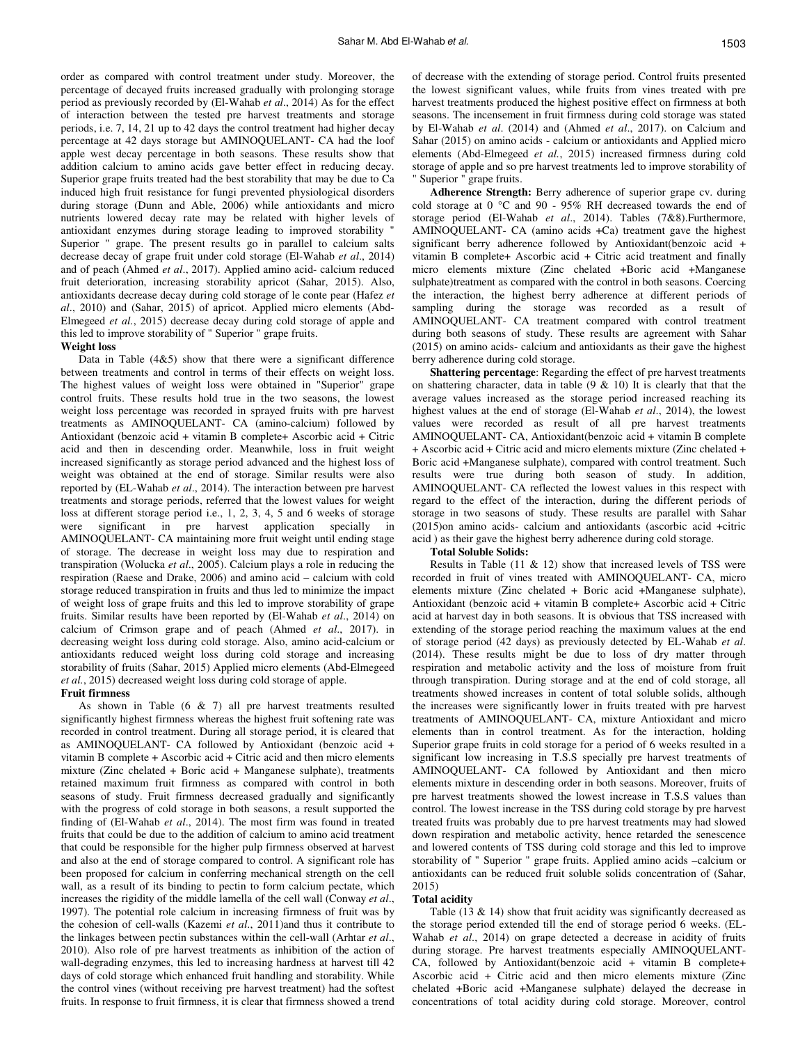order as compared with control treatment under study. Moreover, the percentage of decayed fruits increased gradually with prolonging storage period as previously recorded by (El-Wahab *et al*., 2014) As for the effect of interaction between the tested pre harvest treatments and storage periods, i.e. 7, 14, 21 up to 42 days the control treatment had higher decay percentage at 42 days storage but AMINOQUELANT- CA had the loof apple west decay percentage in both seasons. These results show that addition calcium to amino acids gave better effect in reducing decay. Superior grape fruits treated had the best storability that may be due to Ca induced high fruit resistance for fungi prevented physiological disorders during storage (Dunn and Able, 2006) while antioxidants and micro nutrients lowered decay rate may be related with higher levels of antioxidant enzymes during storage leading to improved stobability " Superior " grape. The present results go in parallel to calcium salts decrease decay of grape fruit under cold storage (El-Wahab *et al*., 2014) and of peach (Ahmed *et al*., 2017). Applied amino acid- calcium reduced fruit deterioration, increasing storability apricot (Sahar, 2015). Also, antioxidants decrease decay during cold storage of le conte pear (Hafez *et al*., 2010) and (Sahar, 2015) of apricot. Applied micro elements (Abd-Elmegeed *et al.*, 2015) decrease decay during cold storage of apple and this led to improve storability of " Superior " grape fruits.

**Weight loss**

Data in Table (4&5) show that there were a significant difference between treatments and control in terms of their effects on weight loss. The highest values of weight loss were obtained in "Superior" grape control fruits. These results hold true in the two seasons, the lowest weight loss percentage was recorded in sprayed fruits with pre harvest treatments as AMINOQUELANT- CA (amino-calcium) followed by Antioxidant (benzoic acid + vitamin B complete+ Ascorbic acid + Citric acid and then in descending order. Meanwhile, loss in fruit weight increased significantly as storage period advanced and the highest loss of weight was obtained at the end of storage. Similar results were also reported by (EL-Wahab *et al*., 2014). The interaction between pre harvest treatments and storage periods, referred that the lowest values for weight loss at different storage period i.e., 1, 2, 3, 4, 5 and 6 weeks of storage were significant in pre harvest application specially in AMINOQUELANT- CA maintaining more fruit weight until ending stage of storage. The decrease in weight loss may due to respiration and transpiration (Wolucka *et al*., 2005). Calcium plays a role in reducing the respiration (Raese and Drake, 2006) and amino acid – calcium with cold storage reduced transpiration in fruits and thus led to minimize the impact of weight loss of grape fruits and this led to improve storability of grape fruits. Similar results have been reported by (El-Wahab *et al*., 2014) on calcium of Crimson grape and of peach (Ahmed *et al*., 2017). in decreasing weight loss during cold storage. Also, amino acid-calcium or antioxidants reduced weight loss during cold storage and increasing storability of fruits (Sahar, 2015) Applied micro elements (Abd-Elmegeed *et al.*, 2015) decreased weight loss during cold storage of apple.

**Fruit firmness**

As shown in Table (6 & 7) all pre harvest treatments resulted significantly highest firmness whereas the highest fruit softening rate was recorded in control treatment. During all storage period, it is cleared that as AMINOQUELANT- CA followed by Antioxidant (benzoic acid + vitamin B complete + Ascorbic acid + Citric acid and then micro elements mixture (Zinc chelated + Boric acid + Manganese sulphate), treatments retained maximum fruit firmness as compared with control in both seasons of study. Fruit firmness decreased gradually and significantly with the progress of cold storage in both seasons, a result supported the finding of (El-Wahab *et al*., 2014). The most firm was found in treated fruits that could be due to the addition of calcium to amino acid treatment that could be responsible for the higher pulp firmness observed at harvest and also at the end of storage compared to control. A significant role has been proposed for calcium in conferring mechanical strength on the cell wall, as a result of its binding to pectin to form calcium pectate, which increases the rigidity of the middle lamella of the cell wall (Conway *et al*., 1997). The potential role calcium in increasing firmness of fruit was by the cohesion of cell-walls (Kazemi *et al*., 2011)and thus it contribute to the linkages between pectin substances within the cell-wall (Arhtar *et al*., 2010). Also role of pre harvest treatments as inhibition of the action of wall-degrading enzymes, this led to increasing hardness at harvest till 42 days of cold storage which enhanced fruit handling and storability. While the control vines (without receiving pre harvest treatment) had the softest fruits. In response to fruit firmness, it is clear that firmness showed a trend of decrease with the extending of storage period. Control fruits presented the lowest significant values, while fruits from vines treated with pre harvest treatments produced the highest positive effect on firmness at both seasons. The incensement in fruit firmness during cold storage was stated by El-Wahab *et al*. (2014) and (Ahmed *et al*., 2017). on Calcium and Sahar (2015) on amino acids - calcium or antioxidants and Applied micro elements (Abd-Elmegeed *et al.*, 2015) increased firmness during cold storage of apple and so pre harvest treatments led to improve storability of " Superior " grape fruits.

**Adherence Strength:** Berry adherence of superior grape cv. during cold storage at 0 °C and 90 - 95% RH decreased towards the end of storage period (El-Wahab *et al*., 2014). Tables (7&8).Furthermore, AMINOQUELANT- CA (amino acids +Ca) treatment gave the highest significant berry adherence followed by Antioxidant(benzoic acid + vitamin B complete+ Ascorbic acid + Citric acid treatment and finally micro elements mixture (Zinc chelated +Boric acid +Manganese sulphate)treatment as compared with the control in both seasons. Coercing the interaction, the highest berry adherence at different periods of sampling during the storage was recorded as a result of AMINOQUELANT- CA treatment compared with control treatment during both seasons of study. These results are agreement with Sahar (2015) on amino acids- calcium and antioxidants as their gave the highest berry adherence during cold storage.

**Shattering percentage**: Regarding the effect of pre harvest treatments on shattering character, data in table (9 & 10) It is clearly that that the average values increased as the storage period increased reaching its highest values at the end of storage (El-Wahab *et al*., 2014), the lowest values were recorded as result of all pre harvest treatments AMINOQUELANT- CA, Antioxidant(benzoic acid + vitamin B complete + Ascorbic acid + Citric acid and micro elements mixture (Zinc chelated + Boric acid +Manganese sulphate), compared with control treatment. Such results were true during both season of study. In addition, AMINOQUELANT- CA reflected the lowest values in this respect with regard to the effect of the interaction, during the different periods of storage in two seasons of study. These results are parallel with Sahar (2015)on amino acids- calcium and antioxidants (ascorbic acid +citric acid ) as their gave the highest berry adherence during cold storage.

**Total Soluble Solids:**

Results in Table (11 & 12) show that increased levels of TSS were recorded in fruit of vines treated with AMINOQUELANT- CA, micro elements mixture (Zinc chelated + Boric acid +Manganese sulphate), Antioxidant (benzoic acid + vitamin B complete+ Ascorbic acid + Citric acid at harvest day in both seasons. It is obvious that TSS increased with extending of the storage period reaching the maximum values at the end of storage period (42 days) as previously detected by EL-Wahab *et al*. (2014). These results might be due to loss of dry matter through respiration and metabolic activity and the loss of moisture from fruit through transpiration. During storage and at the end of cold storage, all treatments showed increases in content of total soluble solids, although the increases were significantly lower in fruits treated with pre harvest treatments of AMINOQUELANT- CA, mixture Antioxidant and micro elements than in control treatment. As for the interaction, holding Superior grape fruits in cold storage for a period of 6 weeks resulted in a significant low increasing in T.S.S specially pre harvest treatments of AMINOQUELANT- CA followed by Antioxidant and then micro elements mixture in descending order in both seasons. Moreover, fruits of pre harvest treatments showed the lowest increase in T.S.S values than control. The lowest increase in the TSS during cold storage by pre harvest treated fruits was probably due to pre harvest treatments may had slowed down respiration and metabolic activity, hence retarded the senescence and lowered contents of TSS during cold storage and this led to improve storability of " Superior " grape fruits. Applied amino acids –calcium or antioxidants can be reduced fruit soluble solids concentration of (Sahar, 2015)

**Total acidity**

Table (13 & 14) show that fruit acidity was significantly decreased as the storage period extended till the end of storage period 6 weeks. (EL-Wahab *et al*., 2014) on grape detected a decrease in acidity of fruits during storage. Pre harvest treatments especially AMINOQUELANT-CA, followed by Antioxidant(benzoic acid + vitamin B complete+ Ascorbic acid + Citric acid and then micro elements mixture (Zinc chelated +Boric acid +Manganese sulphate) delayed the decrease in concentrations of total acidity during cold storage. Moreover, control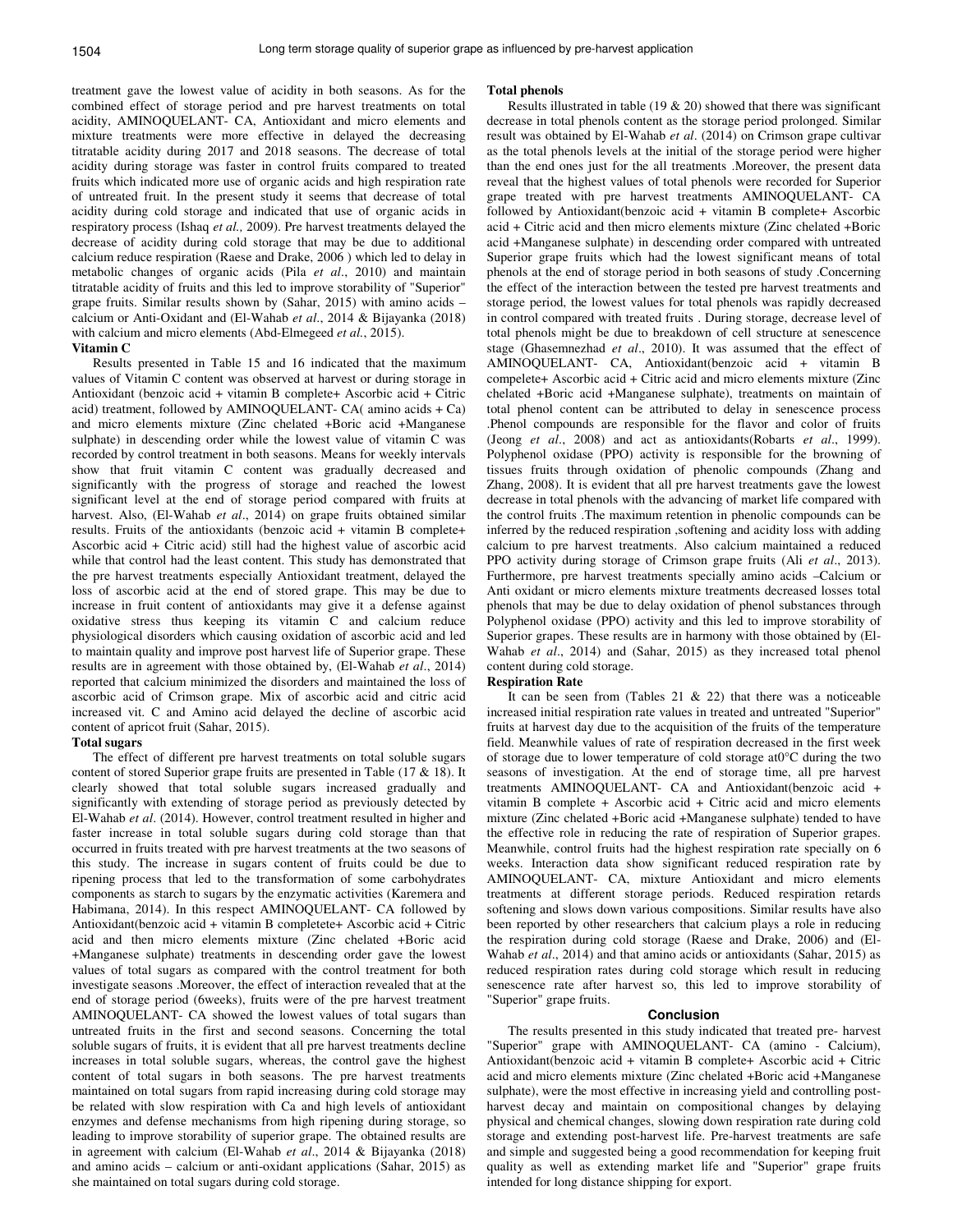treatment gave the lowest value of acidity in both seasons. As for the combined effect of storage period and pre harvest treatments on total acidity, AMINOQUELANT- CA, Antioxidant and micro elements and mixture treatments were more effective in delayed the decreasing titratable acidity during 2017 and 2018 seasons. The decrease of total acidity during storage was faster in control fruits compared to treated fruits which indicated more use of organic acids and high respiration rate of untreated fruit. In the present study it seems that decrease of total acidity during cold storage and indicated that use of organic acids in respiratory process (Ishaq *et al.,* 2009). Pre harvest treatments delayed the decrease of acidity during cold storage that may be due to additional calcium reduce respiration (Raese and Drake, 2006 ) which led to delay in metabolic changes of organic acids (Pila *et al*., 2010) and maintain titratable acidity of fruits and this led to improve storability of "Superior" grape fruits. Similar results shown by (Sahar, 2015) with amino acids – calcium or Anti-Oxidant and (El-Wahab *et al*., 2014 & Bijayanka (2018) with calcium and micro elements (Abd-Elmegeed *et al.*, 2015).

**Vitamin C**

Results presented in Table 15 and 16 indicated that the maximum values of Vitamin C content was observed at harvest or during storage in Antioxidant (benzoic acid + vitamin B complete+ Ascorbic acid + Citric acid) treatment, followed by AMINOQUELANT- CA( amino acids + Ca) and micro elements mixture (Zinc chelated +Boric acid +Manganese sulphate) in descending order while the lowest value of vitamin C was recorded by control treatment in both seasons. Means for weekly intervals show that fruit vitamin C content was gradually decreased and significantly with the progress of storage and reached the lowest significant level at the end of storage period compared with fruits at harvest. Also, (El-Wahab *et al*., 2014) on grape fruits obtained similar results. Fruits of the antioxidants (benzoic acid + vitamin B complete+ Ascorbic acid + Citric acid) still had the highest value of ascorbic acid while that control had the least content. This study has demonstrated that the pre harvest treatments especially Antioxidant treatment, delayed the loss of ascorbic acid at the end of stored grape. This may be due to increase in fruit content of antioxidants may give it a defense against oxidative stress thus keeping its vitamin C and calcium reduce physiological disorders which causing oxidation of ascorbic acid and led to maintain quality and improve post harvest life of Superior grape. These results are in agreement with those obtained by, (El-Wahab *et al*., 2014) reported that calcium minimized the disorders and maintained the loss of ascorbic acid of Crimson grape. Mix of ascorbic acid and citric acid increased vit. C and Amino acid delayed the decline of ascorbic acid content of apricot fruit (Sahar, 2015).

**Total sugars**

The effect of different pre harvest treatments on total soluble sugars content of stored Superior grape fruits are presented in Table (17 & 18). It clearly showed that total soluble sugars increased gradually and significantly with extending of storage period as previously detected by El-Wahab *et al*. (2014). However, control treatment resulted in higher and faster increase in total soluble sugars during cold storage than that occurred in fruits treated with pre harvest treatments at the two seasons of this study. The increase in sugars content of fruits could be due to ripening process that led to the transformation of some carbohydrates components as starch to sugars by the enzymatic activities (Karemera and Habimana, 2014). In this respect AMINOQUELANT- CA followed by Antioxidant(benzoic acid + vitamin B completete+ Ascorbic acid + Citric acid and then micro elements mixture (Zinc chelated +Boric acid +Manganese sulphate) treatments in descending order gave the lowest values of total sugars as compared with the control treatment for both investigate seasons .Moreover, the effect of interaction revealed that at the end of storage period (6weeks), fruits were of the pre harvest treatment AMINOQUELANT- CA showed the lowest values of total sugars than untreated fruits in the first and second seasons. Concerning the total soluble sugars of fruits, it is evident that all pre harvest treatments decline increases in total soluble sugars, whereas, the control gave the highest content of total sugars in both seasons. The pre harvest treatments maintained on total sugars from rapid increasing during cold storage may be related with slow respiration with Ca and high levels of antioxidant enzymes and defense mechanisms from high ripening during storage, so leading to improve storability of superior grape. The obtained results are in agreement with calcium (El-Wahab *et al*., 2014 & Bijayanka (2018) and amino acids – calcium or anti-oxidant applications (Sahar, 2015) as she maintained on total sugars during cold storage.

**Total phenols**

Results illustrated in table (19 & 20) showed that there was significant decrease in total phenols content as the storage period prolonged. Similar result was obtained by El-Wahab *et al*. (2014) on Crimson grape cultivar as the total phenols levels at the initial of the storage period were higher than the end ones just for the all treatments .Moreover, the present data reveal that the highest values of total phenols were recorded for Superior grape treated with pre harvest treatments AMINOQUELANT- CA followed by Antioxidant(benzoic acid + vitamin B complete+ Ascorbic acid + Citric acid and then micro elements mixture (Zinc chelated +Boric acid +Manganese sulphate) in descending order compared with untreated Superior grape fruits which had the lowest significant means of total phenols at the end of storage period in both seasons of study .Concerning the effect of the interaction between the tested pre harvest treatments and storage period, the lowest values for total phenols was rapidly decreased in control compared with treated fruits . During storage, decrease level of total phenols might be due to breakdown of cell structure at senescence stage (Ghasemnezhad *et al*., 2010). It was assumed that the effect of AMINOQUELANT- CA, Antioxidant(benzoic acid + vitamin B compelete+ Ascorbic acid + Citric acid and micro elements mixture (Zinc chelated +Boric acid +Manganese sulphate), treatments on maintain of total phenol content can be attributed to delay in senescence process .Phenol compounds are responsible for the flavor and color of fruits (Jeong *et al*., 2008) and act as antioxidants(Robarts *et al*., 1999). Polyphenol oxidase (PPO) activity is responsible for the browning of tissues fruits through oxidation of phenolic compounds (Zhang and Zhang, 2008). It is evident that all pre harvest treatments gave the lowest decrease in total phenols with the advancing of market life compared with the control fruits .The maximum retention in phenolic compounds can be inferred by the reduced respiration ,softening and acidity loss with adding calcium to pre harvest treatments. Also calcium maintained a reduced PPO activity during storage of Crimson grape fruits (Ali *et al*., 2013). Furthermore, pre harvest treatments specially amino acids –Calcium or Anti oxidant or micro elements mixture treatments decreased losses total phenols that may be due to delay oxidation of phenol substances through Polyphenol oxidase (PPO) activity and this led to improve storability of Superior grapes. These results are in harmony with those obtained by (El-Wahab *et al*., 2014) and (Sahar, 2015) as they increased total phenol content during cold storage.

**Respiration Rate**

It can be seen from (Tables 21 & 22) that there was a noticeable increased initial respiration rate values in treated and untreated "Superior" fruits at harvest day due to the acquisition of the fruits of the temperature field. Meanwhile values of rate of respiration decreased in the first week of storage due to lower temperature of cold storage at0°C during the two seasons of investigation. At the end of storage time, all pre harvest treatments AMINOQUELANT- CA and Antioxidant(benzoic acid + vitamin B complete + Ascorbic acid + Citric acid and micro elements mixture (Zinc chelated +Boric acid +Manganese sulphate) tended to have the effective role in reducing the rate of respiration of Superior grapes. Meanwhile, control fruits had the highest respiration rate specially on 6 weeks. Interaction data show significant reduced respiration rate by AMINOQUELANT- CA, mixture Antioxidant and micro elements treatments at different storage periods. Reduced respiration retards softening and slows down various compositions. Similar results have also been reported by other researchers that calcium plays a role in reducing the respiration during cold storage (Raese and Drake, 2006) and (El-Wahab *et al*., 2014) and that amino acids or antioxidants (Sahar, 2015) as reduced respiration rates during cold storage which result in reducing senescence rate after harvest so, this led to improve storability of "Superior" grape fruits.

## Conclusion

The results presented in this study indicated that treated pre- harvest "Superior" grape with AMINOQUELANT- CA (amino - Calcium), Antioxidant(benzoic acid + vitamin B complete+ Ascorbic acid + Citric acid and micro elements mixture (Zinc chelated +Boric acid +Manganese sulphate), were the most effective in increasing yield and controlling post-harvest decay and maintain on compositional changes by delaying physical and chemical changes, slowing down respiration rate during cold storage and extending post-harvest life. Pre-harvest treatments are safe and simple and suggested being a good recommendation for keeping fruit quality as well as extending market life and "Superior" grape fruits intended for long distance shipping for export.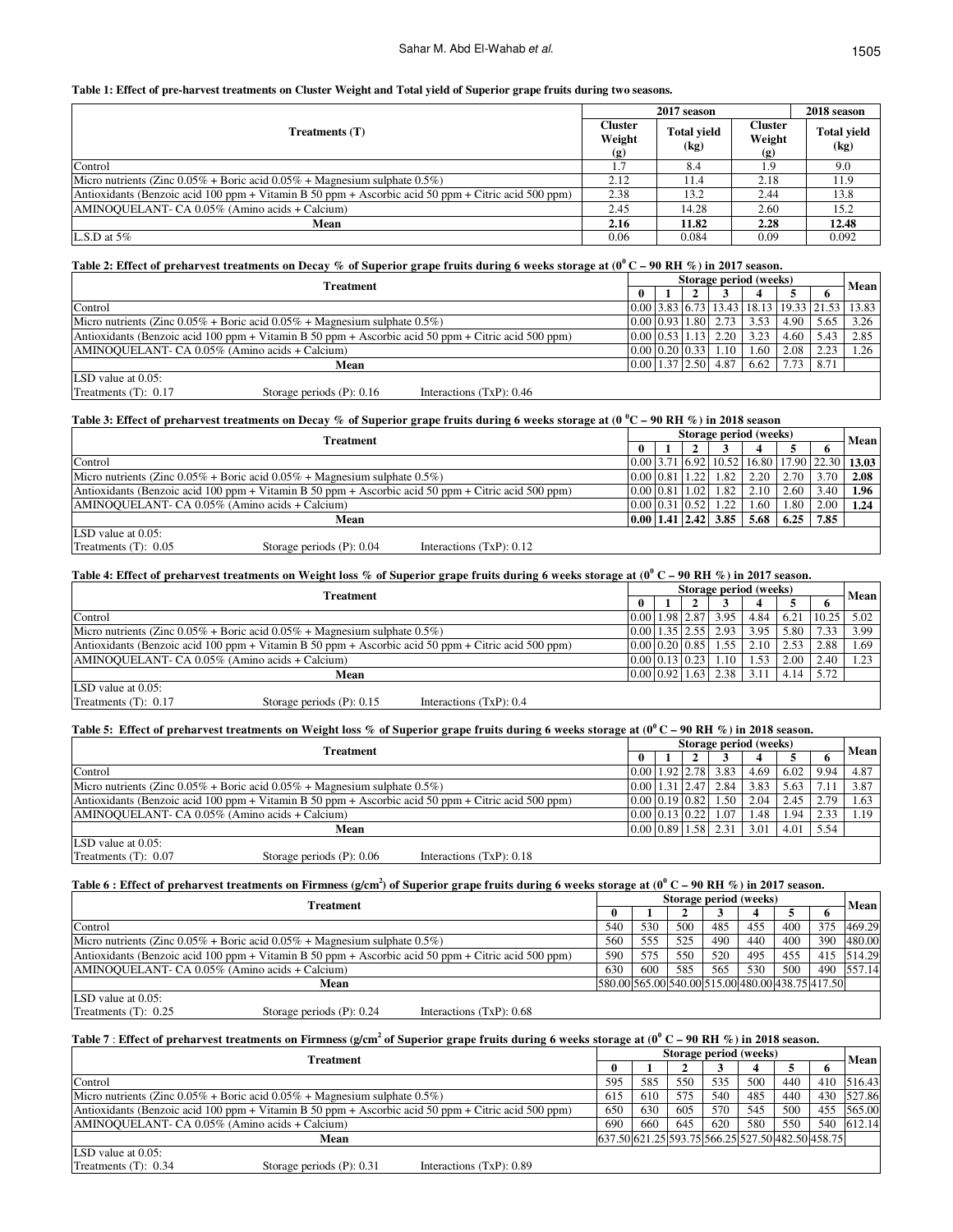**Table 1: Effect of pre-harvest treatments on Cluster Weight and Total yield of Superior grape fruits during two seasons.**

| Treatments (T) | 2017 season | | 2018 season | |
|---|---|---|---|---|
| | Cluster Weight (g) | Total yield (kg) | Cluster Weight (g) | Total yield (kg) |
| Control | 1.7 | 8.4 | 1.9 | 9.0 |
| Micro nutrients (Zinc 0.05% + Boric acid 0.05% + Magnesium sulphate 0.5%) | 2.12 | 11.4 | 2.18 | 11.9 |
| Antioxidants (Benzoic acid 100 ppm + Vitamin B 50 ppm + Ascorbic acid 50 ppm + Citric acid 500 ppm) | 2.38 | 13.2 | 2.44 | 13.8 |
| AMINOQUELANT- CA 0.05% (Amino acids + Calcium) | 2.45 | 14.28 | 2.60 | 15.2 |
| **Mean** | **2.16** | **11.82** | **2.28** | **12.48** |
| L.S.D at 5% | 0.06 | 0.084 | 0.09 | 0.092 |

**Table 2: Effect of preharvest treatments on Decay % of Superior grape fruits during 6 weeks storage at ($0^0$ C – 90 RH %) in 2017 season.**

| Treatment | Storage period (weeks) | | | | | | | Mean |
|---|---|---|---|---|---|---|---|---|
| | 0 | 1 | 2 | 3 | 4 | 5 | 6 | |
| Control | 0.00 | 3.83 | 6.73 | 13.43 | 18.13 | 19.33 | 21.53 | 13.83 |
| Micro nutrients (Zinc 0.05% + Boric acid 0.05% + Magnesium sulphate 0.5%) | 0.00 | 0.93 | 1.80 | 2.73 | 3.53 | 4.90 | 5.65 | 3.26 |
| Antioxidants (Benzoic acid 100 ppm + Vitamin B 50 ppm + Ascorbic acid 50 ppm + Citric acid 500 ppm) | 0.00 | 0.53 | 1.13 | 2.20 | 3.23 | 4.60 | 5.43 | 2.85 |
| AMINOQUELANT- CA 0.05% (Amino acids + Calcium) | 0.00 | 0.20 | 0.33 | 1.10 | 1.60 | 2.08 | 2.23 | 1.26 |
| **Mean** | 0.00 | 1.37 | 2.50 | 4.87 | 6.62 | 7.73 | 8.71 | |
| LSD value at 0.05: Treatments (T): 0.17 Storage periods (P): 0.16 Interactions (TxP): 0.46 | | | | | | | | |

**Table 3: Effect of preharvest treatments on Decay % of Superior grape fruits during 6 weeks storage at ($0\ ^0$C – 90 RH %) in 2018 season**

| Treatment | Storage period (weeks) | | | | | | | Mean |
|---|---|---|---|---|---|---|---|---|
| | 0 | 1 | 2 | 3 | 4 | 5 | 6 | |
| Control | 0.00 | 3.71 | 6.92 | 10.52 | 16.80 | 17.90 | 22.30 | **13.03** |
| Micro nutrients (Zinc 0.05% + Boric acid 0.05% + Magnesium sulphate 0.5%) | 0.00 | 0.81 | 1.22 | 1.82 | 2.20 | 2.70 | 3.70 | **2.08** |
| Antioxidants (Benzoic acid 100 ppm + Vitamin B 50 ppm + Ascorbic acid 50 ppm + Citric acid 500 ppm) | 0.00 | 0.81 | 1.02 | 1.82 | 2.10 | 2.60 | 3.40 | **1.96** |
| AMINOQUELANT- CA 0.05% (Amino acids + Calcium) | 0.00 | 0.31 | 0.52 | 1.22 | 1.60 | 1.80 | 2.00 | **1.24** |
| **Mean** | **0.00** | **1.41** | **2.42** | **3.85** | **5.68** | **6.25** | **7.85** | |
| LSD value at 0.05: Treatments (T): 0.05 Storage periods (P): 0.04 Interactions (TxP): 0.12 | | | | | | | | |

**Table 4: Effect of preharvest treatments on Weight loss % of Superior grape fruits during 6 weeks storage at ($0^0$ C – 90 RH %) in 2017 season.**

| Treatment | Storage period (weeks) | | | | | | | Mean |
|---|---|---|---|---|---|---|---|---|
| | 0 | 1 | 2 | 3 | 4 | 5 | 6 | |
| Control | 0.00 | 1.98 | 2.87 | 3.95 | 4.84 | 6.21 | 10.25 | 5.02 |
| Micro nutrients (Zinc 0.05% + Boric acid 0.05% + Magnesium sulphate 0.5%) | 0.00 | 1.35 | 2.55 | 2.93 | 3.95 | 5.80 | 7.33 | 3.99 |
| Antioxidants (Benzoic acid 100 ppm + Vitamin B 50 ppm + Ascorbic acid 50 ppm + Citric acid 500 ppm) | 0.00 | 0.20 | 0.85 | 1.55 | 2.10 | 2.53 | 2.88 | 1.69 |
| AMINOQUELANT- CA 0.05% (Amino acids + Calcium) | 0.00 | 0.13 | 0.23 | 1.10 | 1.53 | 2.00 | 2.40 | 1.23 |
| **Mean** | 0.00 | 0.92 | 1.63 | 2.38 | 3.11 | 4.14 | 5.72 | |
| LSD value at 0.05: Treatments (T): 0.17 Storage periods (P): 0.15 Interactions (TxP): 0.4 | | | | | | | | |

**Table 5: Effect of preharvest treatments on Weight loss % of Superior grape fruits during 6 weeks storage at ($0^0$ C – 90 RH %) in 2018 season.**

| Treatment | Storage period (weeks) | | | | | | | Mean |
|---|---|---|---|---|---|---|---|---|
| | 0 | 1 | 2 | 3 | 4 | 5 | 6 | |
| Control | 0.00 | 1.92 | 2.78 | 3.83 | 4.69 | 6.02 | 9.94 | 4.87 |
| Micro nutrients (Zinc 0.05% + Boric acid 0.05% + Magnesium sulphate 0.5%) | 0.00 | 1.31 | 2.47 | 2.84 | 3.83 | 5.63 | 7.11 | 3.87 |
| Antioxidants (Benzoic acid 100 ppm + Vitamin B 50 ppm + Ascorbic acid 50 ppm + Citric acid 500 ppm) | 0.00 | 0.19 | 0.82 | 1.50 | 2.04 | 2.45 | 2.79 | 1.63 |
| AMINOQUELANT- CA 0.05% (Amino acids + Calcium) | 0.00 | 0.13 | 0.22 | 1.07 | 1.48 | 1.94 | 2.33 | 1.19 |
| **Mean** | 0.00 | 0.89 | 1.58 | 2.31 | 3.01 | 4.01 | 5.54 | |
| LSD value at 0.05: Treatments (T): 0.07 Storage periods (P): 0.06 Interactions (TxP): 0.18 | | | | | | | | |

**Table 6 : Effect of preharvest treatments on Firmness (g/cm$^2$) of Superior grape fruits during 6 weeks storage at ($0^0$ C – 90 RH %) in 2017 season.**

| Treatment | Storage period (weeks) | | | | | | | Mean |
|---|---|---|---|---|---|---|---|---|
| | 0 | 1 | 2 | 3 | 4 | 5 | 6 | |
| Control | 540 | 530 | 500 | 485 | 455 | 400 | 375 | 469.29 |
| Micro nutrients (Zinc 0.05% + Boric acid 0.05% + Magnesium sulphate 0.5%) | 560 | 555 | 525 | 490 | 440 | 400 | 390 | 480.00 |
| Antioxidants (Benzoic acid 100 ppm + Vitamin B 50 ppm + Ascorbic acid 50 ppm + Citric acid 500 ppm) | 590 | 575 | 550 | 520 | 495 | 455 | 415 | 514.29 |
| AMINOQUELANT- CA 0.05% (Amino acids + Calcium) | 630 | 600 | 585 | 565 | 530 | 500 | 490 | 557.14 |
| **Mean** | 580.00 | 565.00 | 540.00 | 515.00 | 480.00 | 438.75 | 417.50 | |
| LSD value at 0.05: Treatments (T): 0.25 Storage periods (P): 0.24 Interactions (TxP): 0.68 | | | | | | | | |

**Table 7 : Effect of preharvest treatments on Firmness (g/cm$^2$ of Superior grape fruits during 6 weeks storage at ($0^0$ C – 90 RH %) in 2018 season.**

| Treatment | Storage period (weeks) | | | | | | | Mean |
|---|---|---|---|---|---|---|---|---|
| | 0 | 1 | 2 | 3 | 4 | 5 | 6 | |
| Control | 595 | 585 | 550 | 535 | 500 | 440 | 410 | 516.43 |
| Micro nutrients (Zinc 0.05% + Boric acid 0.05% + Magnesium sulphate 0.5%) | 615 | 610 | 575 | 540 | 485 | 440 | 430 | 527.86 |
| Antioxidants (Benzoic acid 100 ppm + Vitamin B 50 ppm + Ascorbic acid 50 ppm + Citric acid 500 ppm) | 650 | 630 | 605 | 570 | 545 | 500 | 455 | 565.00 |
| AMINOQUELANT- CA 0.05% (Amino acids + Calcium) | 690 | 660 | 645 | 620 | 580 | 550 | 540 | 612.14 |
| **Mean** | 637.50 | 621.25 | 593.75 | 566.25 | 527.50 | 482.50 | 458.75 | |
| LSD value at 0.05: Treatments (T): 0.34 Storage periods (P): 0.31 Interactions (TxP): 0.89 | | | | | | | | |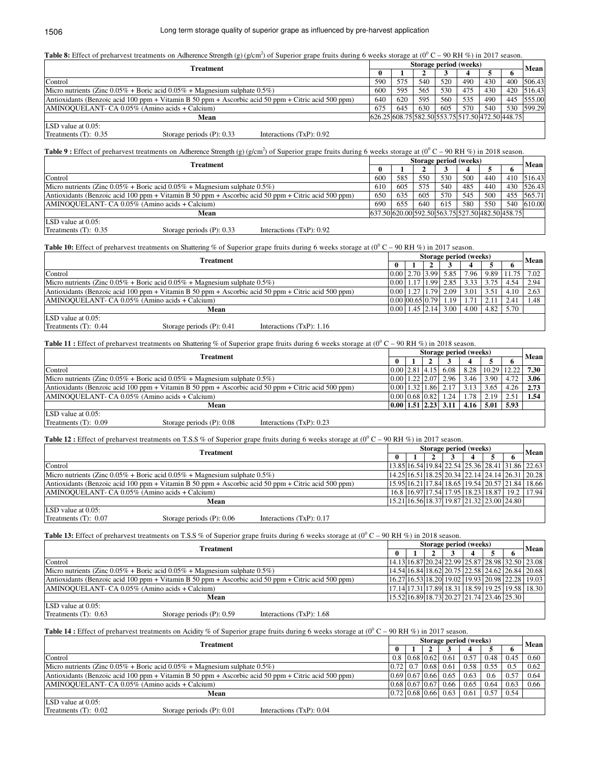**Table 8:** Effect of preharvest treatments on Adherence Strength (g) (g/cm$^2$) of Superior grape fruits during 6 weeks storage at ($0^0$ C – 90 RH %) in 2017 season.

| Treatment | Storage period (weeks) | | | | | | | Mean |
|---|---|---|---|---|---|---|---|---|
| | 0 | 1 | 2 | 3 | 4 | 5 | 6 | |
| Control | 590 | 575 | 540 | 520 | 490 | 430 | 400 | 506.43 |
| Micro nutrients (Zinc 0.05% + Boric acid 0.05% + Magnesium sulphate 0.5%) | 600 | 595 | 565 | 530 | 475 | 430 | 420 | 516.43 |
| Antioxidants (Benzoic acid 100 ppm + Vitamin B 50 ppm + Ascorbic acid 50 ppm + Citric acid 500 ppm) | 640 | 620 | 595 | 560 | 535 | 490 | 445 | 555.00 |
| AMINOQUELANT- CA 0.05% (Amino acids + Calcium) | 675 | 645 | 630 | 605 | 570 | 540 | 530 | 599.29 |
| **Mean** | 626.25 | 608.75 | 582.50 | 553.75 | 517.50 | 472.50 | 448.75 | |

LSD value at 0.05:
Treatments (T): 0.35 Storage periods (P): 0.33 Interactions (TxP): 0.92

**Table 9 :** Effect of preharvest treatments on Adherence Strength (g) (g/cm$^2$) of Superior grape fruits during 6 weeks storage at ($0^0$ C – 90 RH %) in 2018 season.

| Treatment | Storage period (weeks) | | | | | | | Mean |
|---|---|---|---|---|---|---|---|---|
| | 0 | 1 | 2 | 3 | 4 | 5 | 6 | |
| Control | 600 | 585 | 550 | 530 | 500 | 440 | 410 | 516.43 |
| Micro nutrients (Zinc 0.05% + Boric acid 0.05% + Magnesium sulphate 0.5%) | 610 | 605 | 575 | 540 | 485 | 440 | 430 | 526.43 |
| Antioxidants (Benzoic acid 100 ppm + Vitamin B 50 ppm + Ascorbic acid 50 ppm + Citric acid 500 ppm) | 650 | 635 | 605 | 570 | 545 | 500 | 455 | 565.71 |
| AMINOQUELANT- CA 0.05% (Amino acids + Calcium) | 690 | 655 | 640 | 615 | 580 | 550 | 540 | 610.00 |
| **Mean** | 637.50 | 620.00 | 592.50 | 563.75 | 527.50 | 482.50 | 458.75 | |

LSD value at 0.05:
Treatments (T): 0.35 Storage periods (P): 0.33 Interactions (TxP): 0.92

**Table 10:** Effect of preharvest treatments on Shattering % of Superior grape fruits during 6 weeks storage at ($0^0$ C – 90 RH %) in 2017 season.

| Treatment | Storage period (weeks) | | | | | | | Mean |
|---|---|---|---|---|---|---|---|---|
| | 0 | 1 | 2 | 3 | 4 | 5 | 6 | |
| Control | 0.00 | 2.70 | 3.99 | 5.85 | 7.96 | 9.89 | 11.75 | 7.02 |
| Micro nutrients (Zinc 0.05% + Boric acid 0.05% + Magnesium sulphate 0.5%) | 0.00 | 1.17 | 1.99 | 2.85 | 3.33 | 3.75 | 4.54 | 2.94 |
| Antioxidants (Benzoic acid 100 ppm + Vitamin B 50 ppm + Ascorbic acid 50 ppm + Citric acid 500 ppm) | 0.00 | 1.27 | 1.79 | 2.09 | 3.01 | 3.51 | 4.10 | 2.63 |
| AMINOQUELANT- CA 0.05% (Amino acids + Calcium) | 0.00 | 00.65 | 0.79 | 1.19 | 1.71 | 2.11 | 2.41 | 1.48 |
| **Mean** | 0.00 | 1.45 | 2.14 | 3.00 | 4.00 | 4.82 | 5.70 | |

LSD value at 0.05:
Treatments (T): 0.44 Storage periods (P): 0.41 Interactions (TxP): 1.16

**Table 11 :** Effect of preharvest treatments on Shattering % of Superior grape fruits during 6 weeks storage at ($0^0$ C – 90 RH %) in 2018 season.

| Treatment | Storage period (weeks) | | | | | | | Mean |
|---|---|---|---|---|---|---|---|---|
| | 0 | 1 | 2 | 3 | 4 | 5 | 6 | |
| Control | 0.00 | 2.81 | 4.15 | 6.08 | 8.28 | 10.29 | 12.22 | **7.30** |
| Micro nutrients (Zinc 0.05% + Boric acid 0.05% + Magnesium sulphate 0.5%) | 0.00 | 1.22 | 2.07 | 2.96 | 3.46 | 3.90 | 4.72 | **3.06** |
| Antioxidants (Benzoic acid 100 ppm + Vitamin B 50 ppm + Ascorbic acid 50 ppm + Citric acid 500 ppm) | 0.00 | 1.32 | 1.86 | 2.17 | 3.13 | 3.65 | 4.26 | **2.73** |
| AMINOQUELANT- CA 0.05% (Amino acids + Calcium) | 0.00 | 0.68 | 0.82 | 1.24 | 1.78 | 2.19 | 2.51 | **1.54** |
| **Mean** | **0.00** | **1.51** | **2.23** | **3.11** | **4.16** | **5.01** | **5.93** | |

LSD value at 0.05:
Treatments (T): 0.09 Storage periods (P): 0.08 Interactions (TxP): 0.23

**Table 12 :** Effect of preharvest treatments on T.S.S % of Superior grape fruits during 6 weeks storage at ($0^0$ C – 90 RH %) in 2017 season.

| Treatment | Storage period (weeks) | | | | | | | Mean |
|---|---|---|---|---|---|---|---|---|
| | 0 | 1 | 2 | 3 | 4 | 5 | 6 | |
| Control | 13.85 | 16.54 | 19.84 | 22.54 | 25.36 | 28.41 | 31.86 | 22.63 |
| Micro nutrients (Zinc 0.05% + Boric acid 0.05% + Magnesium sulphate 0.5%) | 14.25 | 16.51 | 18.25 | 20.34 | 22.14 | 24.14 | 26.31 | 20.28 |
| Antioxidants (Benzoic acid 100 ppm + Vitamin B 50 ppm + Ascorbic acid 50 ppm + Citric acid 500 ppm) | 15.95 | 16.21 | 17.84 | 18.65 | 19.54 | 20.57 | 21.84 | 18.66 |
| AMINOQUELANT- CA 0.05% (Amino acids + Calcium) | 16.8 | 16.97 | 17.54 | 17.95 | 18.23 | 18.87 | 19.2 | 17.94 |
| **Mean** | 15.21 | 16.56 | 18.37 | 19.87 | 21.32 | 23.00 | 24.80 | |

LSD value at 0.05:
Treatments (T): 0.07 Storage periods (P): 0.06 Interactions (TxP): 0.17

**Table 13:** Effect of preharvest treatments on T.S.S % of Superior grape fruits during 6 weeks storage at ($0^0$ C – 90 RH %) in 2018 season.

| Treatment | Storage period (weeks) | | | | | | | Mean |
|---|---|---|---|---|---|---|---|---|
| | 0 | 1 | 2 | 3 | 4 | 5 | 6 | |
| Control | 14.13 | 16.87 | 20.24 | 22.99 | 25.87 | 28.98 | 32.50 | 23.08 |
| Micro nutrients (Zinc 0.05% + Boric acid 0.05% + Magnesium sulphate 0.5%) | 14.54 | 16.84 | 18.62 | 20.75 | 22.58 | 24.62 | 26.84 | 20.68 |
| Antioxidants (Benzoic acid 100 ppm + Vitamin B 50 ppm + Ascorbic acid 50 ppm + Citric acid 500 ppm) | 16.27 | 16.53 | 18.20 | 19.02 | 19.93 | 20.98 | 22.28 | 19.03 |
| AMINOQUELANT- CA 0.05% (Amino acids + Calcium) | 17.14 | 17.31 | 17.89 | 18.31 | 18.59 | 19.25 | 19.58 | 18.30 |
| **Mean** | 15.52 | 16.89 | 18.73 | 20.27 | 21.74 | 23.46 | 25.30 | |

LSD value at 0.05:
Treatments (T): 0.63 Storage periods (P): 0.59 Interactions (TxP): 1.68

**Table 14 :** Effect of preharvest treatments on Acidity % of Superior grape fruits during 6 weeks storage at ($0^0$ C – 90 RH %) in 2017 season.

| Treatment | Storage period (weeks) | | | | | | | Mean |
|---|---|---|---|---|---|---|---|---|
| | 0 | 1 | 2 | 3 | 4 | 5 | 6 | |
| Control | 0.8 | 0.68 | 0.62 | 0.61 | 0.57 | 0.48 | 0.45 | 0.60 |
| Micro nutrients (Zinc 0.05% + Boric acid 0.05% + Magnesium sulphate 0.5%) | 0.72 | 0.7 | 0.68 | 0.61 | 0.58 | 0.55 | 0.5 | 0.62 |
| Antioxidants (Benzoic acid 100 ppm + Vitamin B 50 ppm + Ascorbic acid 50 ppm + Citric acid 500 ppm) | 0.69 | 0.67 | 0.66 | 0.65 | 0.63 | 0.6 | 0.57 | 0.64 |
| AMINOQUELANT- CA 0.05% (Amino acids + Calcium) | 0.68 | 0.67 | 0.67 | 0.66 | 0.65 | 0.64 | 0.63 | 0.66 |
| **Mean** | 0.72 | 0.68 | 0.66 | 0.63 | 0.61 | 0.57 | 0.54 | |

LSD value at 0.05:
Treatments (T): 0.02 Storage periods (P): 0.01 Interactions (TxP): 0.04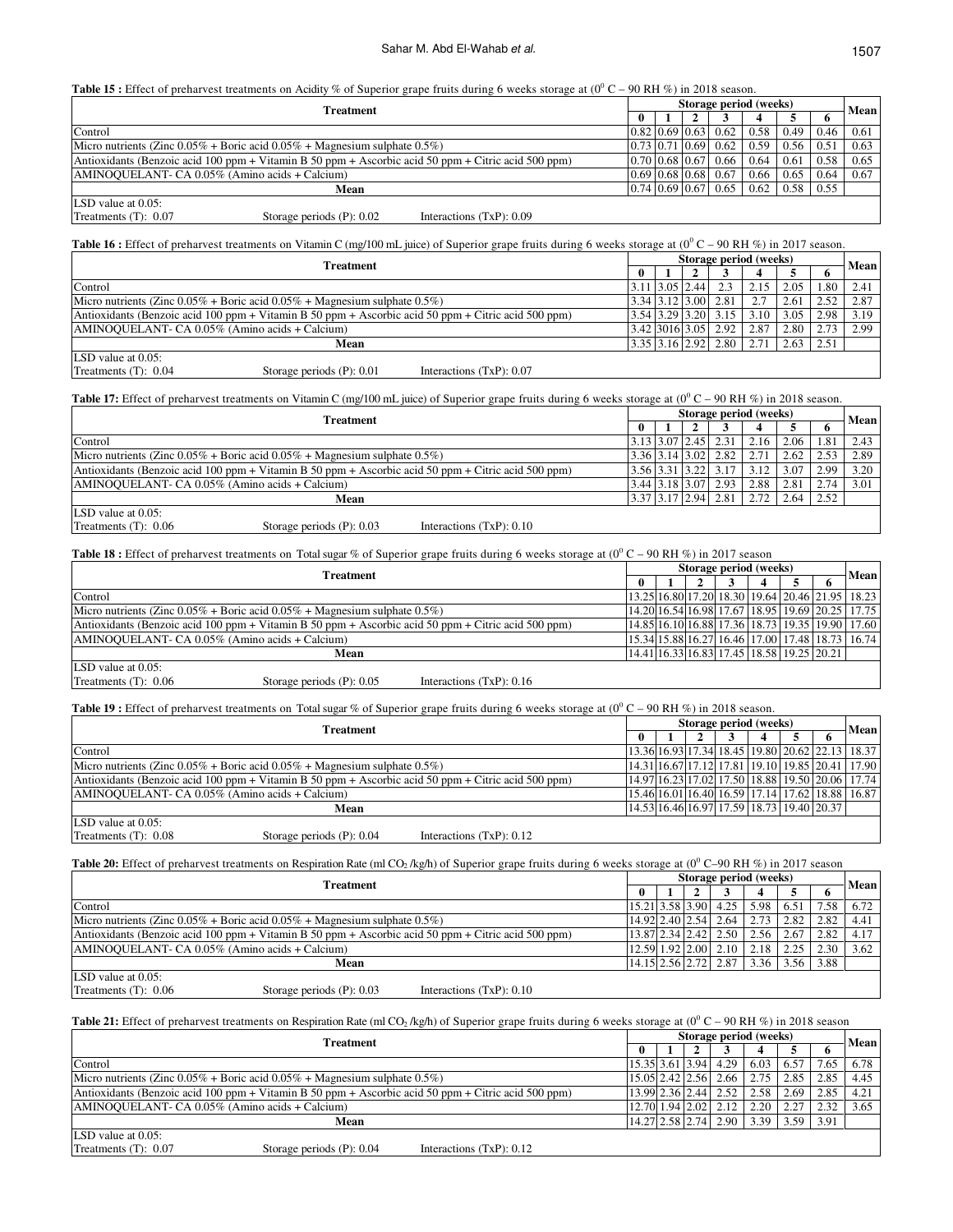**Table 15 :** Effect of preharvest treatments on Acidity % of Superior grape fruits during 6 weeks storage at ($0^0$ C – 90 RH %) in 2018 season.

| Treatment | Storage period (weeks) | | | | | | | Mean |
|---|---|---|---|---|---|---|---|---|
| | 0 | 1 | 2 | 3 | 4 | 5 | 6 | |
| Control | 0.82 | 0.69 | 0.63 | 0.62 | 0.58 | 0.49 | 0.46 | 0.61 |
| Micro nutrients (Zinc 0.05% + Boric acid 0.05% + Magnesium sulphate 0.5%) | 0.73 | 0.71 | 0.69 | 0.62 | 0.59 | 0.56 | 0.51 | 0.63 |
| Antioxidants (Benzoic acid 100 ppm + Vitamin B 50 ppm + Ascorbic acid 50 ppm + Citric acid 500 ppm) | 0.70 | 0.68 | 0.67 | 0.66 | 0.64 | 0.61 | 0.58 | 0.65 |
| AMINOQUELANT- CA 0.05% (Amino acids + Calcium) | 0.69 | 0.68 | 0.68 | 0.67 | 0.66 | 0.65 | 0.64 | 0.67 |
| **Mean** | 0.74 | 0.69 | 0.67 | 0.65 | 0.62 | 0.58 | 0.55 | |

LSD value at 0.05:
Treatments (T): 0.07 Storage periods (P): 0.02 Interactions (TxP): 0.09

**Table 16 :** Effect of preharvest treatments on Vitamin C (mg/100 mL juice) of Superior grape fruits during 6 weeks storage at ($0^0$ C – 90 RH %) in 2017 season.

| Treatment | Storage period (weeks) | | | | | | | Mean |
|---|---|---|---|---|---|---|---|---|
| | 0 | 1 | 2 | 3 | 4 | 5 | 6 | |
| Control | 3.11 | 3.05 | 2.44 | 2.3 | 2.15 | 2.05 | 1.80 | 2.41 |
| Micro nutrients (Zinc 0.05% + Boric acid 0.05% + Magnesium sulphate 0.5%) | 3.34 | 3.12 | 3.00 | 2.81 | 2.7 | 2.61 | 2.52 | 2.87 |
| Antioxidants (Benzoic acid 100 ppm + Vitamin B 50 ppm + Ascorbic acid 50 ppm + Citric acid 500 ppm) | 3.54 | 3.29 | 3.20 | 3.15 | 3.10 | 3.05 | 2.98 | 3.19 |
| AMINOQUELANT- CA 0.05% (Amino acids + Calcium) | 3.42 | 3016 | 3.05 | 2.92 | 2.87 | 2.80 | 2.73 | 2.99 |
| **Mean** | 3.35 | 3.16 | 2.92 | 2.80 | 2.71 | 2.63 | 2.51 | |

LSD value at 0.05:
Treatments (T): 0.04 Storage periods (P): 0.01 Interactions (TxP): 0.07

**Table 17:** Effect of preharvest treatments on Vitamin C (mg/100 mL juice) of Superior grape fruits during 6 weeks storage at ($0^0$ C – 90 RH %) in 2018 season.

| Treatment | Storage period (weeks) | | | | | | | Mean |
|---|---|---|---|---|---|---|---|---|
| | 0 | 1 | 2 | 3 | 4 | 5 | 6 | |
| Control | 3.13 | 3.07 | 2.45 | 2.31 | 2.16 | 2.06 | 1.81 | 2.43 |
| Micro nutrients (Zinc 0.05% + Boric acid 0.05% + Magnesium sulphate 0.5%) | 3.36 | 3.14 | 3.02 | 2.82 | 2.71 | 2.62 | 2.53 | 2.89 |
| Antioxidants (Benzoic acid 100 ppm + Vitamin B 50 ppm + Ascorbic acid 50 ppm + Citric acid 500 ppm) | 3.56 | 3.31 | 3.22 | 3.17 | 3.12 | 3.07 | 2.99 | 3.20 |
| AMINOQUELANT- CA 0.05% (Amino acids + Calcium) | 3.44 | 3.18 | 3.07 | 2.93 | 2.88 | 2.81 | 2.74 | 3.01 |
| **Mean** | 3.37 | 3.17 | 2.94 | 2.81 | 2.72 | 2.64 | 2.52 | |

LSD value at 0.05:
Treatments (T): 0.06 Storage periods (P): 0.03 Interactions (TxP): 0.10

**Table 18 :** Effect of preharvest treatments on Total sugar % of Superior grape fruits during 6 weeks storage at ($0^0$ C – 90 RH %) in 2017 season

| Treatment | Storage period (weeks) | | | | | | | Mean |
|---|---|---|---|---|---|---|---|---|
| | 0 | 1 | 2 | 3 | 4 | 5 | 6 | |
| Control | 13.25 | 16.80 | 17.20 | 18.30 | 19.64 | 20.46 | 21.95 | 18.23 |
| Micro nutrients (Zinc 0.05% + Boric acid 0.05% + Magnesium sulphate 0.5%) | 14.20 | 16.54 | 16.98 | 17.67 | 18.95 | 19.69 | 20.25 | 17.75 |
| Antioxidants (Benzoic acid 100 ppm + Vitamin B 50 ppm + Ascorbic acid 50 ppm + Citric acid 500 ppm) | 14.85 | 16.10 | 16.88 | 17.36 | 18.73 | 19.35 | 19.90 | 17.60 |
| AMINOQUELANT- CA 0.05% (Amino acids + Calcium) | 15.34 | 15.88 | 16.27 | 16.46 | 17.00 | 17.48 | 18.73 | 16.74 |
| **Mean** | 14.41 | 16.33 | 16.83 | 17.45 | 18.58 | 19.25 | 20.21 | |

LSD value at 0.05:
Treatments (T): 0.06 Storage periods (P): 0.05 Interactions (TxP): 0.16

**Table 19 :** Effect of preharvest treatments on Total sugar % of Superior grape fruits during 6 weeks storage at ($0^0$ C – 90 RH %) in 2018 season.

| Treatment | Storage period (weeks) | | | | | | | Mean |
|---|---|---|---|---|---|---|---|---|
| | 0 | 1 | 2 | 3 | 4 | 5 | 6 | |
| Control | 13.36 | 16.93 | 17.34 | 18.45 | 19.80 | 20.62 | 22.13 | 18.37 |
| Micro nutrients (Zinc 0.05% + Boric acid 0.05% + Magnesium sulphate 0.5%) | 14.31 | 16.67 | 17.12 | 17.81 | 19.10 | 19.85 | 20.41 | 17.90 |
| Antioxidants (Benzoic acid 100 ppm + Vitamin B 50 ppm + Ascorbic acid 50 ppm + Citric acid 500 ppm) | 14.97 | 16.23 | 17.02 | 17.50 | 18.88 | 19.50 | 20.06 | 17.74 |
| AMINOQUELANT- CA 0.05% (Amino acids + Calcium) | 15.46 | 16.01 | 16.40 | 16.59 | 17.14 | 17.62 | 18.88 | 16.87 |
| **Mean** | 14.53 | 16.46 | 16.97 | 17.59 | 18.73 | 19.40 | 20.37 | |

LSD value at 0.05:
Treatments (T): 0.08 Storage periods (P): 0.04 Interactions (TxP): 0.12

**Table 20:** Effect of preharvest treatments on Respiration Rate (ml $CO_2$ /kg/h) of Superior grape fruits during 6 weeks storage at ($0^0$ C–90 RH %) in 2017 season

| Treatment | Storage period (weeks) | | | | | | | Mean |
|---|---|---|---|---|---|---|---|---|
| | 0 | 1 | 2 | 3 | 4 | 5 | 6 | |
| Control | 15.21 | 3.58 | 3.90 | 4.25 | 5.98 | 6.51 | 7.58 | 6.72 |
| Micro nutrients (Zinc 0.05% + Boric acid 0.05% + Magnesium sulphate 0.5%) | 14.92 | 2.40 | 2.54 | 2.64 | 2.73 | 2.82 | 2.82 | 4.41 |
| Antioxidants (Benzoic acid 100 ppm + Vitamin B 50 ppm + Ascorbic acid 50 ppm + Citric acid 500 ppm) | 13.87 | 2.34 | 2.42 | 2.50 | 2.56 | 2.67 | 2.82 | 4.17 |
| AMINOQUELANT- CA 0.05% (Amino acids + Calcium) | 12.59 | 1.92 | 2.00 | 2.10 | 2.18 | 2.25 | 2.30 | 3.62 |
| **Mean** | 14.15 | 2.56 | 2.72 | 2.87 | 3.36 | 3.56 | 3.88 | |

LSD value at 0.05:
Treatments (T): 0.06 Storage periods (P): 0.03 Interactions (TxP): 0.10

**Table 21:** Effect of preharvest treatments on Respiration Rate (ml $CO_2$ /kg/h) of Superior grape fruits during 6 weeks storage at ($0^0$ C – 90 RH %) in 2018 season

| Treatment | Storage period (weeks) | | | | | | | Mean |
|---|---|---|---|---|---|---|---|---|
| | 0 | 1 | 2 | 3 | 4 | 5 | 6 | |
| Control | 15.35 | 3.61 | 3.94 | 4.29 | 6.03 | 6.57 | 7.65 | 6.78 |
| Micro nutrients (Zinc 0.05% + Boric acid 0.05% + Magnesium sulphate 0.5%) | 15.05 | 2.42 | 2.56 | 2.66 | 2.75 | 2.85 | 2.85 | 4.45 |
| Antioxidants (Benzoic acid 100 ppm + Vitamin B 50 ppm + Ascorbic acid 50 ppm + Citric acid 500 ppm) | 13.99 | 2.36 | 2.44 | 2.52 | 2.58 | 2.69 | 2.85 | 4.21 |
| AMINOQUELANT- CA 0.05% (Amino acids + Calcium) | 12.70 | 1.94 | 2.02 | 2.12 | 2.20 | 2.27 | 2.32 | 3.65 |
| **Mean** | 14.27 | 2.58 | 2.74 | 2.90 | 3.39 | 3.59 | 3.91 | |

LSD value at 0.05:
Treatments (T): 0.07 Storage periods (P): 0.04 Interactions (TxP): 0.12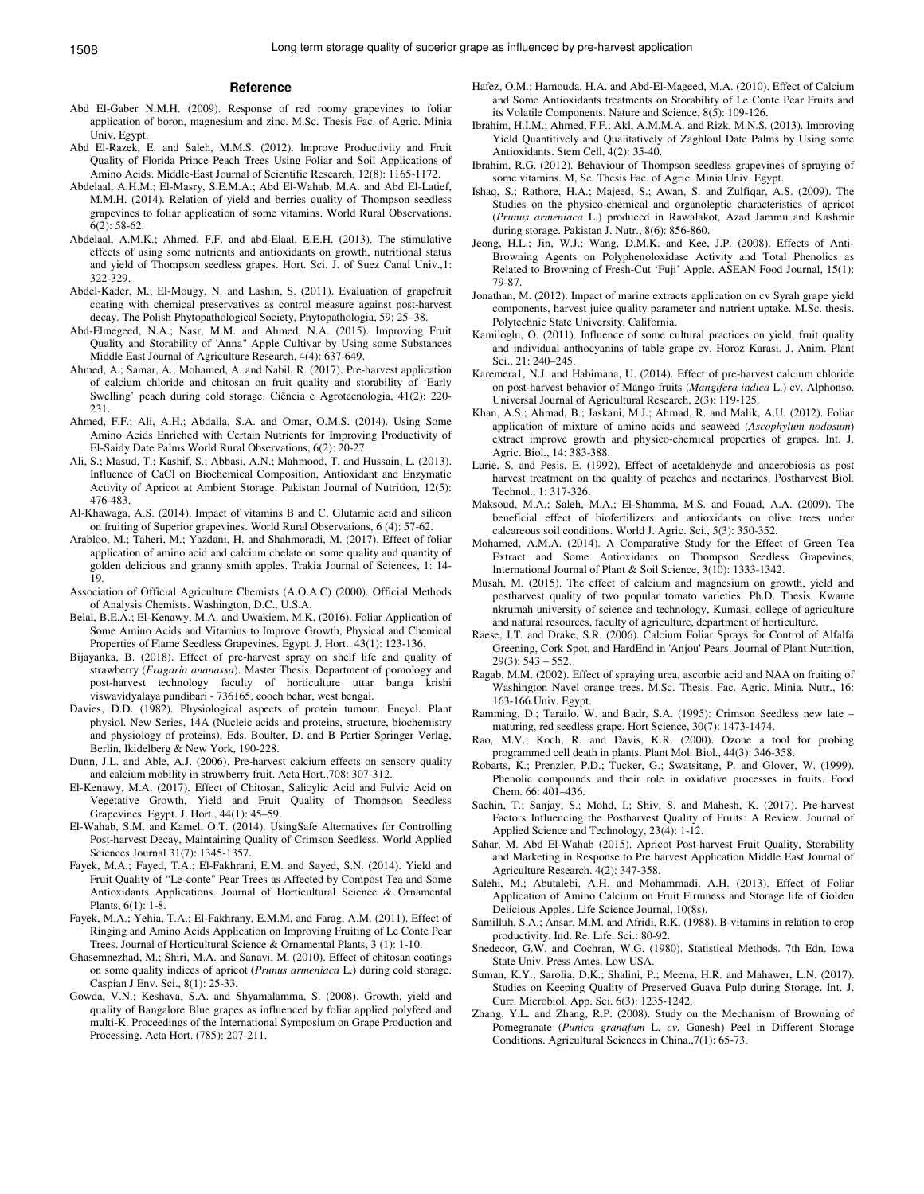## Reference

Abd El-Gaber N.M.H. (2009). Response of red roomy grapevines to foliar application of boron, magnesium and zinc. M.Sc. Thesis Fac. of Agric. Minia Univ, Egypt.

Abd El-Razek, E. and Saleh, M.M.S. (2012). Improve Productivity and Fruit Quality of Florida Prince Peach Trees Using Foliar and Soil Applications of Amino Acids. Middle-East Journal of Scientific Research, 12(8): 1165-1172.

Abdelaal, A.H.M.; El-Masry, S.E.M.A.; Abd El-Wahab, M.A. and Abd El-Latief, M.M.H. (2014). Relation of yield and berries quality of Thompson seedless grapevines to foliar application of some vitamins. World Rural Observations. 6(2): 58-62.

Abdelaal, A.M.K.; Ahmed, F.F. and abd-Elaal, E.E.H. (2013). The stimulative effects of using some nutrients and antioxidants on growth, nutritional status and yield of Thompson seedless grapes. Hort. Sci. J. of Suez Canal Univ.,1: 322-329.

Abdel-Kader, M.; El-Mougy, N. and Lashin, S. (2011). Evaluation of grapefruit coating with chemical preservatives as control measure against post-harvest decay. The Polish Phytopathological Society, Phytopathologia, 59: 25–38.

Abd-Elmegeed, N.A.; Nasr, M.M. and Ahmed, N.A. (2015). Improving Fruit Quality and Storability of 'Anna" Apple Cultivar by Using some Substances Middle East Journal of Agriculture Research, 4(4): 637-649.

Ahmed, A.; Samar, A.; Mohamed, A. and Nabil, R. (2017). Pre-harvest application of calcium chloride and chitosan on fruit quality and storability of 'Early Swelling' peach during cold storage. Ciência e Agrotecnologia, 41(2): 220-231.

Ahmed, F.F.; Ali, A.H.; Abdalla, S.A. and Omar, O.M.S. (2014). Using Some Amino Acids Enriched with Certain Nutrients for Improving Productivity of El-Saidy Date Palms World Rural Observations, 6(2): 20-27.

Ali, S.; Masud, T.; Kashif, S.; Abbasi, A.N.; Mahmood, T. and Hussain, L. (2013). Influence of CaCl on Biochemical Composition, Antioxidant and Enzymatic Activity of Apricot at Ambient Storage. Pakistan Journal of Nutrition, 12(5): 476-483.

Al-Khawaga, A.S. (2014). Impact of vitamins B and C, Glutamic acid and silicon on fruiting of Superior grapevines. World Rural Observations, 6 (4): 57-62.

Arabloo, M.; Taheri, M.; Yazdani, H. and Shahmoradi, M. (2017). Effect of foliar application of amino acid and calcium chelate on some quality and quantity of golden delicious and granny smith apples. Trakia Journal of Sciences, 1: 14-19.

Association of Official Agriculture Chemists (A.O.A.C) (2000). Official Methods of Analysis Chemists. Washington, D.C., U.S.A.

Belal, B.E.A.; El-Kenawy, M.A. and Uwakiem, M.K. (2016). Foliar Application of Some Amino Acids and Vitamins to Improve Growth, Physical and Chemical Properties of Flame Seedless Grapevines. Egypt. J. Hort.. 43(1): 123-136.

Bijayanka, B. (2018). Effect of pre-harvest spray on shelf life and quality of strawberry (*Fragaria ananassa*). Master Thesis. Department of pomology and post-harvest technology faculty of horticulture uttar banga krishi viswavidyalaya pundibari - 736165, cooch behar, west bengal.

Davies, D.D. (1982). Physiological aspects of protein tumour. Encycl. Plant physiol. New Series, 14A (Nucleic acids and proteins, structure, biochemistry and physiology of proteins), Eds. Boulter, D. and B Partier Springer Verlag, Berlin, Ikidelberg & New York, 190-228.

Dunn, J.L. and Able, A.J. (2006). Pre-harvest calcium effects on sensory quality and calcium mobility in strawberry fruit. Acta Hort.,708: 307-312.

El-Kenawy, M.A. (2017). Effect of Chitosan, Salicylic Acid and Fulvic Acid on Vegetative Growth, Yield and Fruit Quality of Thompson Seedless Grapevines. Egypt. J. Hort., 44(1): 45–59.

El-Wahab, S.M. and Kamel, O.T. (2014). UsingSafe Alternatives for Controlling Post-harvest Decay, Maintaining Quality of Crimson Seedless. World Applied Sciences Journal 31(7): 1345-1357.

Fayek, M.A.; Fayed, T.A.; El-Fakhrani, E.M. and Sayed, S.N. (2014). Yield and Fruit Quality of "Le-conte" Pear Trees as Affected by Compost Tea and Some Antioxidants Applications. Journal of Horticultural Science & Ornamental Plants, 6(1): 1-8.

Fayek, M.A.; Yehia, T.A.; El-Fakhrany, E.M.M. and Farag, A.M. (2011). Effect of Ringing and Amino Acids Application on Improving Fruiting of Le Conte Pear Trees. Journal of Horticultural Science & Ornamental Plants, 3 (1): 1-10.

Ghasemnezhad, M.; Shiri, M.A. and Sanavi, M. (2010). Effect of chitosan coatings on some quality indices of apricot (*Prunus armeniaca* L.) during cold storage. Caspian J Env. Sci., 8(1): 25-33.

Gowda, V.N.; Keshava, S.A. and Shyamalamma, S. (2008). Growth, yield and quality of Bangalore Blue grapes as influenced by foliar applied polyfeed and multi-K. Proceedings of the International Symposium on Grape Production and Processing. Acta Hort. (785): 207-211.

Hafez, O.M.; Hamouda, H.A. and Abd-El-Mageed, M.A. (2010). Effect of Calcium and Some Antioxidants treatments on Storability of Le Conte Pear Fruits and its Volatile Components. Nature and Science, 8(5): 109-126.

Ibrahim, H.I.M.; Ahmed, F.F.; Akl, A.M.M.A. and Rizk, M.N.S. (2013). Improving Yield Quantitively and Qualitatively of Zaghloul Date Palms by Using some Antioxidants. Stem Cell, 4(2): 35-40.

Ibrahim, R.G. (2012). Behaviour of Thompson seedless grapevines of spraying of some vitamins. M, Sc. Thesis Fac. of Agric. Minia Univ. Egypt.

Ishaq, S.; Rathore, H.A.; Majeed, S.; Awan, S. and Zulfiqar, A.S. (2009). The Studies on the physico-chemical and organoleptic characteristics of apricot (*Prunus armeniaca* L.) produced in Rawalakot, Azad Jammu and Kashmir during storage. Pakistan J. Nutr., 8(6): 856-860.

Jeong, H.L.; Jin, W.J.; Wang, D.M.K. and Kee, J.P. (2008). Effects of Anti-Browning Agents on Polyphenoloxidase Activity and Total Phenolics as Related to Browning of Fresh-Cut 'Fuji' Apple. ASEAN Food Journal, 15(1): 79-87.

Jonathan, M. (2012). Impact of marine extracts application on cv Syrah grape yield components, harvest juice quality parameter and nutrient uptake. M.Sc. thesis. Polytechnic State University, California.

Kamiloglu, O. (2011). Influence of some cultural practices on yield, fruit quality and individual anthocyanins of table grape cv. Horoz Karasi. J. Anim. Plant Sci., 21: 240–245.

Karemera1, N.J. and Habimana, U. (2014). Effect of pre-harvest calcium chloride on post-harvest behavior of Mango fruits (*Mangifera indica* L.) cv. Alphonso. Universal Journal of Agricultural Research, 2(3): 119-125.

Khan, A.S.; Ahmad, B.; Jaskani, M.J.; Ahmad, R. and Malik, A.U. (2012). Foliar application of mixture of amino acids and seaweed (*Ascophylum nodosum*) extract improve growth and physico-chemical properties of grapes. Int. J. Agric. Biol., 14: 383-388.

Lurie, S. and Pesis, E. (1992). Effect of acetaldehyde and anaerobiosis as post harvest treatment on the quality of peaches and nectarines. Postharvest Biol. Technol., 1: 317-326.

Maksoud, M.A.; Saleh, M.A.; El-Shamma, M.S. and Fouad, A.A. (2009). The beneficial effect of biofertilizers and antioxidants on olive trees under calcareous soil conditions. World J. Agric. Sci., 5(3): 350-352.

Mohamed, A.M.A. (2014). A Comparative Study for the Effect of Green Tea Extract and Some Antioxidants on Thompson Seedless Grapevines, International Journal of Plant & Soil Science, 3(10): 1333-1342.

Musah, M. (2015). The effect of calcium and magnesium on growth, yield and postharvest quality of two popular tomato varieties. Ph.D. Thesis. Kwame nkrumah university of science and technology, Kumasi, college of agriculture and natural resources, faculty of agriculture, department of horticulture.

Raese, J.T. and Drake, S.R. (2006). Calcium Foliar Sprays for Control of Alfalfa Greening, Cork Spot, and HardEnd in 'Anjou' Pears. Journal of Plant Nutrition, 29(3): 543 – 552.

Ragab, M.M. (2002). Effect of spraying urea, ascorbic acid and NAA on fruiting of Washington Navel orange trees. M.Sc. Thesis. Fac. Agric. Minia. Nutr., 16: 163-166.Univ. Egypt.

Ramming, D.; Tarailo, W. and Badr, S.A. (1995): Crimson Seedless new late – maturing, red seedless grape. Hort Science, 30(7): 1473-1474.

Rao, M.V.; Koch, R. and Davis, K.R. (2000). Ozone a tool for probing programmed cell death in plants. Plant Mol. Biol., 44(3): 346-358.

Robarts, K.; Prenzler, P.D.; Tucker, G.; Swatsitang, P. and Glover, W. (1999). Phenolic compounds and their role in oxidative processes in fruits. Food Chem. 66: 401–436.

Sachin, T.; Sanjay, S.; Mohd, I.; Shiv, S. and Mahesh, K. (2017). Pre-harvest Factors Influencing the Postharvest Quality of Fruits: A Review. Journal of Applied Science and Technology, 23(4): 1-12.

Sahar, M. Abd El-Wahab (2015). Apricot Post-harvest Fruit Quality, Storability and Marketing in Response to Pre harvest Application Middle East Journal of Agriculture Research. 4(2): 347-358.

Salehi, M.; Abutalebi, A.H. and Mohammadi, A.H. (2013). Effect of Foliar Application of Amino Calcium on Fruit Firmness and Storage life of Golden Delicious Apples. Life Science Journal, 10(8s).

Samilluh, S.A.; Ansar, M.M. and Afridi, R.K. (1988). B-vitamins in relation to crop productivity. Ind. Re. Life. Sci.: 80-92.

Snedecor, G.W. and Cochran, W.G. (1980). Statistical Methods. 7th Edn. Iowa State Univ. Press Ames. Low USA.

Suman, K.Y.; Sarolia, D.K.; Shalini, P.; Meena, H.R. and Mahawer, L.N. (2017). Studies on Keeping Quality of Preserved Guava Pulp during Storage. Int. J. Curr. Microbiol. App. Sci. 6(3): 1235-1242.

Zhang, Y.L. and Zhang, R.P. (2008). Study on the Mechanism of Browning of Pomegranate (*Punica granafum* L. *cv.* Ganesh) Peel in Different Storage Conditions. Agricultural Sciences in China.,7(1): 65-73.